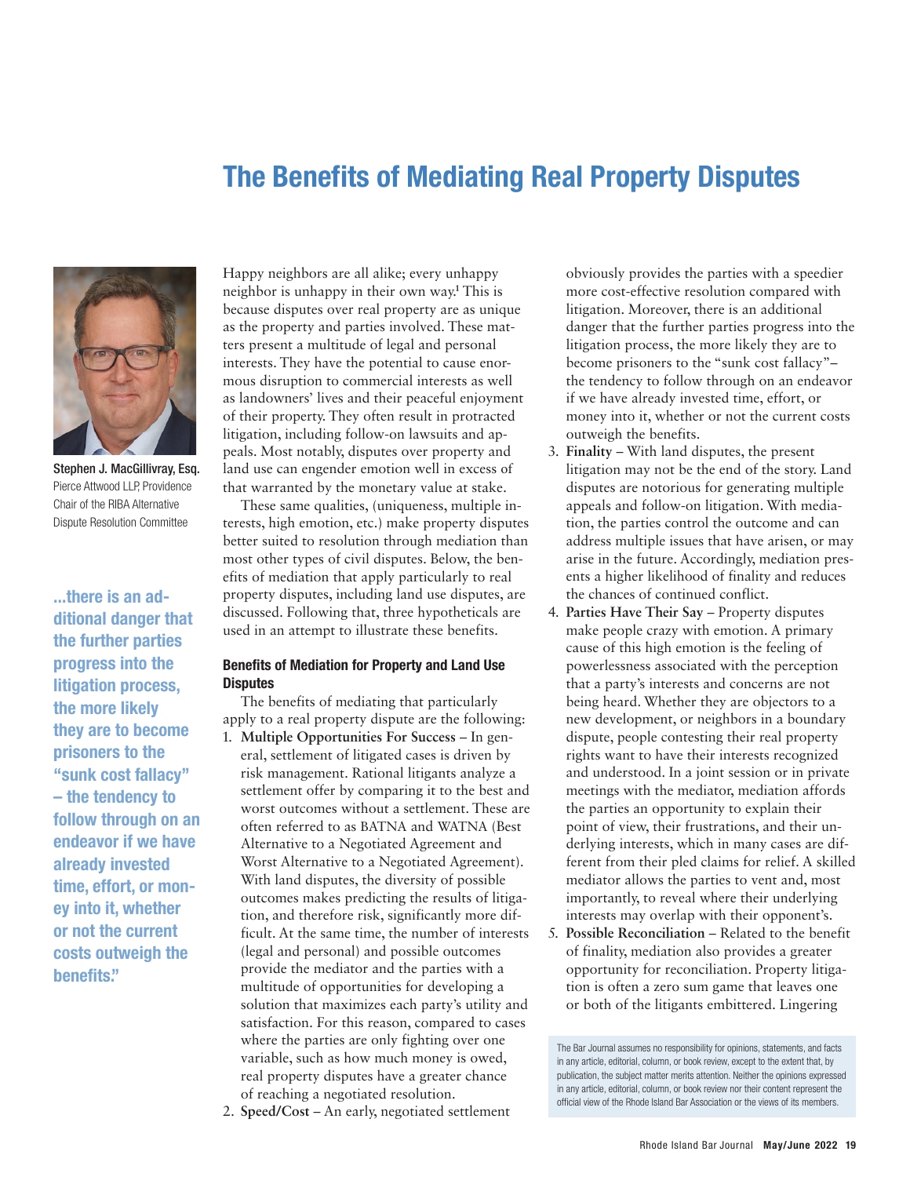# The Benefits of Mediating Real Property Disputes

Stephen J. MacGillivray, Esq.
Pierce Attwood LLP, Providence
Chair of the RIBA Alternative Dispute Resolution Committee

Happy neighbors are all alike; every unhappy neighbor is unhappy in their own way.[1] This is because disputes over real property are as unique as the property and parties involved. These matters present a multitude of legal and personal interests. They have the potential to cause enormous disruption to commercial interests as well as landowners' lives and their peaceful enjoyment of their property. They often result in protracted litigation, including follow-on lawsuits and appeals. Most notably, disputes over property and land use can engender emotion well in excess of that warranted by the monetary value at stake.

These same qualities, (uniqueness, multiple interests, high emotion, etc.) make property disputes better suited to resolution through mediation than most other types of civil disputes. Below, the benefits of mediation that apply particularly to real property disputes, including land use disputes, are discussed. Following that, three hypotheticals are used in an attempt to illustrate these benefits.

> ...there is an additional danger that the further parties progress into the litigation process, the more likely they are to become prisoners to the "sunk cost fallacy" – the tendency to follow through on an endeavor if we have already invested time, effort, or money into it, whether or not the current costs outweigh the benefits."

## Benefits of Mediation for Property and Land Use Disputes

The benefits of mediating that particularly apply to a real property dispute are the following:

1. **Multiple Opportunities For Success** – In general, settlement of litigated cases is driven by risk management. Rational litigants analyze a settlement offer by comparing it to the best and worst outcomes without a settlement. These are often referred to as BATNA and WATNA (Best Alternative to a Negotiated Agreement and Worst Alternative to a Negotiated Agreement). With land disputes, the diversity of possible outcomes makes predicting the results of litigation, and therefore risk, significantly more difficult. At the same time, the number of interests (legal and personal) and possible outcomes provide the mediator and the parties with a multitude of opportunities for developing a solution that maximizes each party's utility and satisfaction. For this reason, compared to cases where the parties are only fighting over one variable, such as how much money is owed, real property disputes have a greater chance of reaching a negotiated resolution.
2. **Speed/Cost** – An early, negotiated settlement obviously provides the parties with a speedier more cost-effective resolution compared with litigation. Moreover, there is an additional danger that the further parties progress into the litigation process, the more likely they are to become prisoners to the "sunk cost fallacy"– the tendency to follow through on an endeavor if we have already invested time, effort, or money into it, whether or not the current costs outweigh the benefits.
3. **Finality** – With land disputes, the present litigation may not be the end of the story. Land disputes are notorious for generating multiple appeals and follow-on litigation. With mediation, the parties control the outcome and can address multiple issues that have arisen, or may arise in the future. Accordingly, mediation presents a higher likelihood of finality and reduces the chances of continued conflict.
4. **Parties Have Their Say** – Property disputes make people crazy with emotion. A primary cause of this high emotion is the feeling of powerlessness associated with the perception that a party's interests and concerns are not being heard. Whether they are objectors to a new development, or neighbors in a boundary dispute, people contesting their real property rights want to have their interests recognized and understood. In a joint session or in private meetings with the mediator, mediation affords the parties an opportunity to explain their point of view, their frustrations, and their underlying interests, which in many cases are different from their pled claims for relief. A skilled mediator allows the parties to vent and, most importantly, to reveal where their underlying interests may overlap with their opponent's.
5. **Possible Reconciliation** – Related to the benefit of finality, mediation also provides a greater opportunity for reconciliation. Property litigation is often a zero sum game that leaves one or both of the litigants embittered. Lingering

The Bar Journal assumes no responsibility for opinions, statements, and facts in any article, editorial, column, or book review, except to the extent that, by publication, the subject matter merits attention. Neither the opinions expressed in any article, editorial, column, or book review nor their content represent the official view of the Rhode Island Bar Association or the views of its members.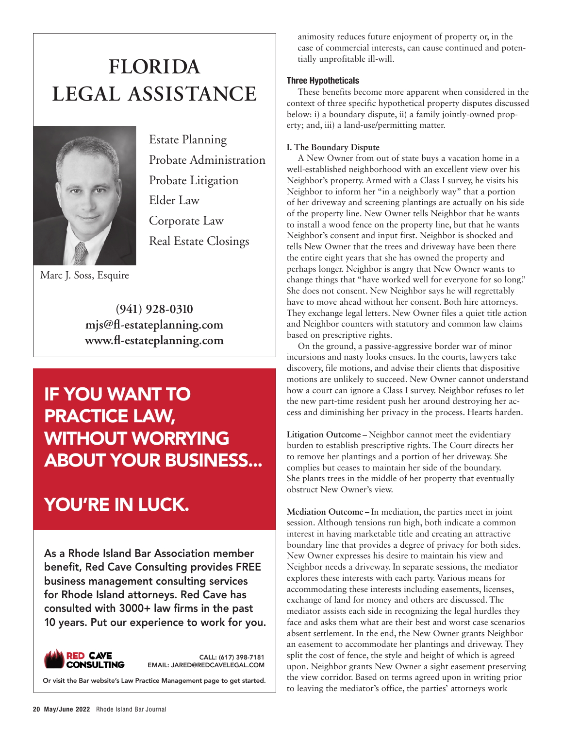# FLORIDA LEGAL ASSISTANCE

Estate Planning
Probate Administration
Probate Litigation
Elder Law
Corporate Law
Real Estate Closings

Marc J. Soss, Esquire

**(941) 928-0310**
**mjs@fl-estateplanning.com**
**www.fl-estateplanning.com**

## IF YOU WANT TO PRACTICE LAW, WITHOUT WORRYING ABOUT YOUR BUSINESS...

## YOU'RE IN LUCK.

As a Rhode Island Bar Association member benefit, Red Cave Consulting provides FREE business management consulting services for Rhode Island attorneys. Red Cave has consulted with 3000+ law firms in the past 10 years. Put our experience to work for you.

RED CAVE CONSULTING

CALL: (617) 398-7181
EMAIL: JARED@REDCAVELEGAL.COM

Or visit the Bar website's Law Practice Management page to get started.

animosity reduces future enjoyment of property or, in the case of commercial interests, can cause continued and potentially unprofitable ill-will.

### Three Hypotheticals

These benefits become more apparent when considered in the context of three specific hypothetical property disputes discussed below: i) a boundary dispute, ii) a family jointly-owned property; and, iii) a land-use/permitting matter.

**I. The Boundary Dispute**

A New Owner from out of state buys a vacation home in a well-established neighborhood with an excellent view over his Neighbor's property. Armed with a Class I survey, he visits his Neighbor to inform her "in a neighborly way" that a portion of her driveway and screening plantings are actually on his side of the property line. New Owner tells Neighbor that he wants to install a wood fence on the property line, but that he wants Neighbor's consent and input first. Neighbor is shocked and tells New Owner that the trees and driveway have been there the entire eight years that she has owned the property and perhaps longer. Neighbor is angry that New Owner wants to change things that "have worked well for everyone for so long." She does not consent. New Neighbor says he will regrettably have to move ahead without her consent. Both hire attorneys. They exchange legal letters. New Owner files a quiet title action and Neighbor counters with statutory and common law claims based on prescriptive rights.

On the ground, a passive-aggressive border war of minor incursions and nasty looks ensues. In the courts, lawyers take discovery, file motions, and advise their clients that dispositive motions are unlikely to succeed. New Owner cannot understand how a court can ignore a Class I survey. Neighbor refuses to let the new part-time resident push her around destroying her access and diminishing her privacy in the process. Hearts harden.

**Litigation Outcome –** Neighbor cannot meet the evidentiary burden to establish prescriptive rights. The Court directs her to remove her plantings and a portion of her driveway. She complies but ceases to maintain her side of the boundary. She plants trees in the middle of her property that eventually obstruct New Owner's view.

**Mediation Outcome –** In mediation, the parties meet in joint session. Although tensions run high, both indicate a common interest in having marketable title and creating an attractive boundary line that provides a degree of privacy for both sides. New Owner expresses his desire to maintain his view and Neighbor needs a driveway. In separate sessions, the mediator explores these interests with each party. Various means for accommodating these interests including easements, licenses, exchange of land for money and others are discussed. The mediator assists each side in recognizing the legal hurdles they face and asks them what are their best and worst case scenarios absent settlement. In the end, the New Owner grants Neighbor an easement to accommodate her plantings and driveway. They split the cost of fence, the style and height of which is agreed upon. Neighbor grants New Owner a sight easement preserving the view corridor. Based on terms agreed upon in writing prior to leaving the mediator's office, the parties' attorneys work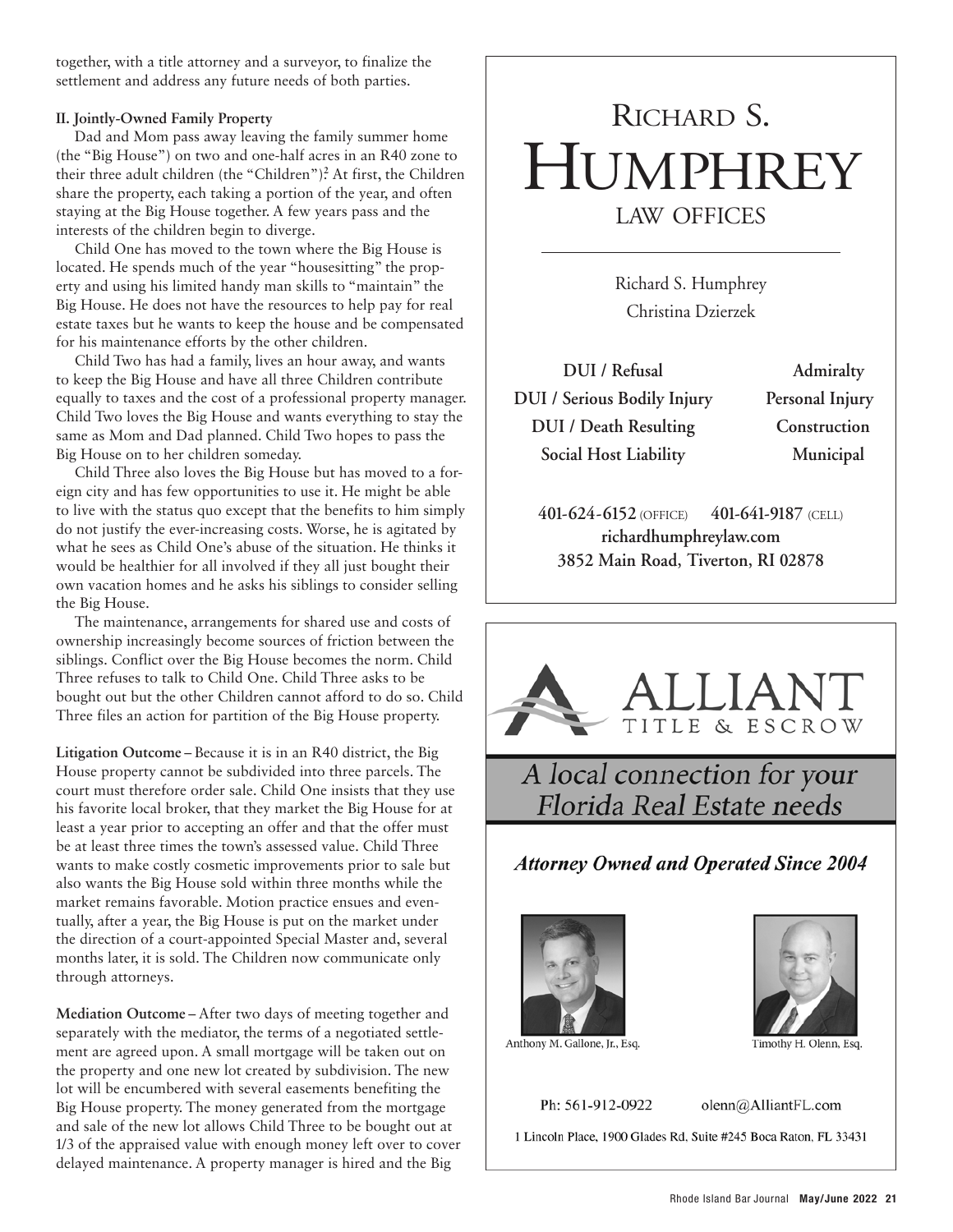together, with a title attorney and a surveyor, to finalize the settlement and address any future needs of both parties.

**II. Jointly-Owned Family Property**

Dad and Mom pass away leaving the family summer home (the "Big House") on two and one-half acres in an R40 zone to their three adult children (the "Children")[2]. At first, the Children share the property, each taking a portion of the year, and often staying at the Big House together. A few years pass and the interests of the children begin to diverge.

Child One has moved to the town where the Big House is located. He spends much of the year "housesitting" the property and using his limited handy man skills to "maintain" the Big House. He does not have the resources to help pay for real estate taxes but he wants to keep the house and be compensated for his maintenance efforts by the other children.

Child Two has had a family, lives an hour away, and wants to keep the Big House and have all three Children contribute equally to taxes and the cost of a professional property manager. Child Two loves the Big House and wants everything to stay the same as Mom and Dad planned. Child Two hopes to pass the Big House on to her children someday.

Child Three also loves the Big House but has moved to a foreign city and has few opportunities to use it. He might be able to live with the status quo except that the benefits to him simply do not justify the ever-increasing costs. Worse, he is agitated by what he sees as Child One's abuse of the situation. He thinks it would be healthier for all involved if they all just bought their own vacation homes and he asks his siblings to consider selling the Big House.

The maintenance, arrangements for shared use and costs of ownership increasingly become sources of friction between the siblings. Conflict over the Big House becomes the norm. Child Three refuses to talk to Child One. Child Three asks to be bought out but the other Children cannot afford to do so. Child Three files an action for partition of the Big House property.

**Litigation Outcome** – Because it is in an R40 district, the Big House property cannot be subdivided into three parcels. The court must therefore order sale. Child One insists that they use his favorite local broker, that they market the Big House for at least a year prior to accepting an offer and that the offer must be at least three times the town's assessed value. Child Three wants to make costly cosmetic improvements prior to sale but also wants the Big House sold within three months while the market remains favorable. Motion practice ensues and eventually, after a year, the Big House is put on the market under the direction of a court-appointed Special Master and, several months later, it is sold. The Children now communicate only through attorneys.

**Mediation Outcome** – After two days of meeting together and separately with the mediator, the terms of a negotiated settlement are agreed upon. A small mortgage will be taken out on the property and one new lot created by subdivision. The new lot will be encumbered with several easements benefiting the Big House property. The money generated from the mortgage and sale of the new lot allows Child Three to be bought out at 1/3 of the appraised value with enough money left over to cover delayed maintenance. A property manager is hired and the Big

---

RICHARD S. HUMPHREY
LAW OFFICES

Richard S. Humphrey
Christina Dzierzek

| | |
|---|---|
| DUI / Refusal | Admiralty |
| DUI / Serious Bodily Injury | Personal Injury |
| DUI / Death Resulting | Construction |
| Social Host Liability | Municipal |

**401-624-6152** (OFFICE) **401-641-9187** (CELL)
**richardhumphreylaw.com**
**3852 Main Road, Tiverton, RI 02878**

---

ALLIANT TITLE & ESCROW

*A local connection for your Florida Real Estate needs*

***Attorney Owned and Operated Since 2004***

Anthony M. Gallone, Jr., Esq.    Timothy H. Olenn, Esq.

Ph: 561-912-0922    olenn@AlliantFL.com

1 Lincoln Place, 1900 Glades Rd, Suite #245 Boca Raton, FL 33431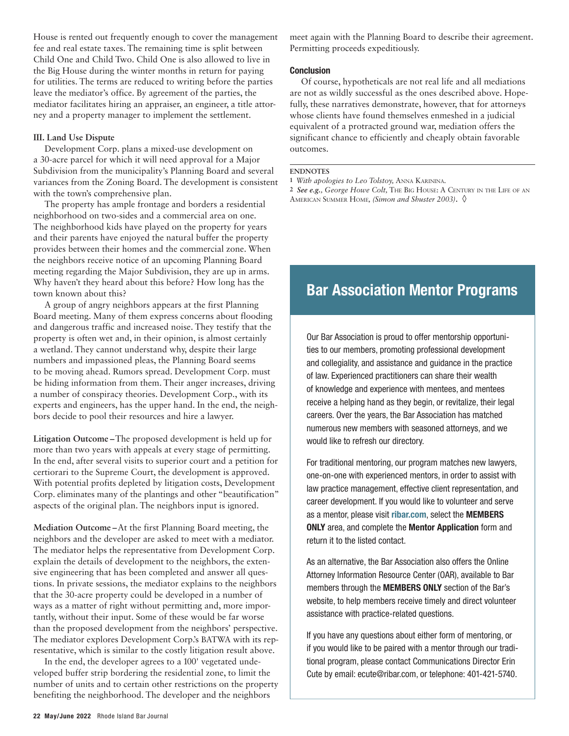House is rented out frequently enough to cover the management fee and real estate taxes. The remaining time is split between Child One and Child Two. Child One is also allowed to live in the Big House during the winter months in return for paying for utilities. The terms are reduced to writing before the parties leave the mediator's office. By agreement of the parties, the mediator facilitates hiring an appraiser, an engineer, a title attorney and a property manager to implement the settlement.

**III. Land Use Dispute**

Development Corp. plans a mixed-use development on a 30-acre parcel for which it will need approval for a Major Subdivision from the municipality's Planning Board and several variances from the Zoning Board. The development is consistent with the town's comprehensive plan.

The property has ample frontage and borders a residential neighborhood on two-sides and a commercial area on one. The neighborhood kids have played on the property for years and their parents have enjoyed the natural buffer the property provides between their homes and the commercial zone. When the neighbors receive notice of an upcoming Planning Board meeting regarding the Major Subdivision, they are up in arms. Why haven't they heard about this before? How long has the town known about this?

A group of angry neighbors appears at the first Planning Board meeting. Many of them express concerns about flooding and dangerous traffic and increased noise. They testify that the property is often wet and, in their opinion, is almost certainly a wetland. They cannot understand why, despite their large numbers and impassioned pleas, the Planning Board seems to be moving ahead. Rumors spread. Development Corp. must be hiding information from them. Their anger increases, driving a number of conspiracy theories. Development Corp., with its experts and engineers, has the upper hand. In the end, the neighbors decide to pool their resources and hire a lawyer.

**Litigation Outcome** – The proposed development is held up for more than two years with appeals at every stage of permitting. In the end, after several visits to superior court and a petition for certiorari to the Supreme Court, the development is approved. With potential profits depleted by litigation costs, Development Corp. eliminates many of the plantings and other "beautification" aspects of the original plan. The neighbors input is ignored.

**Mediation Outcome** – At the first Planning Board meeting, the neighbors and the developer are asked to meet with a mediator. The mediator helps the representative from Development Corp. explain the details of development to the neighbors, the extensive engineering that has been completed and answer all questions. In private sessions, the mediator explains to the neighbors that the 30-acre property could be developed in a number of ways as a matter of right without permitting and, more importantly, without their input. Some of these would be far worse than the proposed development from the neighbors' perspective. The mediator explores Development Corp.'s BATWA with its representative, which is similar to the costly litigation result above.

In the end, the developer agrees to a 100' vegetated undeveloped buffer strip bordering the residential zone, to limit the number of units and to certain other restrictions on the property benefiting the neighborhood. The developer and the neighbors meet again with the Planning Board to describe their agreement. Permitting proceeds expeditiously.

### Conclusion

Of course, hypotheticals are not real life and all mediations are not as wildly successful as the ones described above. Hopefully, these narratives demonstrate, however, that for attorneys whose clients have found themselves enmeshed in a judicial equivalent of a protracted ground war, mediation offers the significant chance to efficiently and cheaply obtain favorable outcomes.

**ENDNOTES**

1 *With apologies to Leo Tolstoy,* ANNA KARININA.

2 ***See e.g.****, George Howe Colt,* THE BIG HOUSE: A CENTURY IN THE LIFE OF AN AMERICAN SUMMER HOME, *(Simon and Shuster 2003)*. ◊

## Bar Association Mentor Programs

Our Bar Association is proud to offer mentorship opportunities to our members, promoting professional development and collegiality, and assistance and guidance in the practice of law. Experienced practitioners can share their wealth of knowledge and experience with mentees, and mentees receive a helping hand as they begin, or revitalize, their legal careers. Over the years, the Bar Association has matched numerous new members with seasoned attorneys, and we would like to refresh our directory.

For traditional mentoring, our program matches new lawyers, one-on-one with experienced mentors, in order to assist with law practice management, effective client representation, and career development. If you would like to volunteer and serve as a mentor, please visit **ribar.com**, select the **MEMBERS ONLY** area, and complete the **Mentor Application** form and return it to the listed contact.

As an alternative, the Bar Association also offers the Online Attorney Information Resource Center (OAR), available to Bar members through the **MEMBERS ONLY** section of the Bar's website, to help members receive timely and direct volunteer assistance with practice-related questions.

If you have any questions about either form of mentoring, or if you would like to be paired with a mentor through our traditional program, please contact Communications Director Erin Cute by email: ecute@ribar.com, or telephone: 401-421-5740.